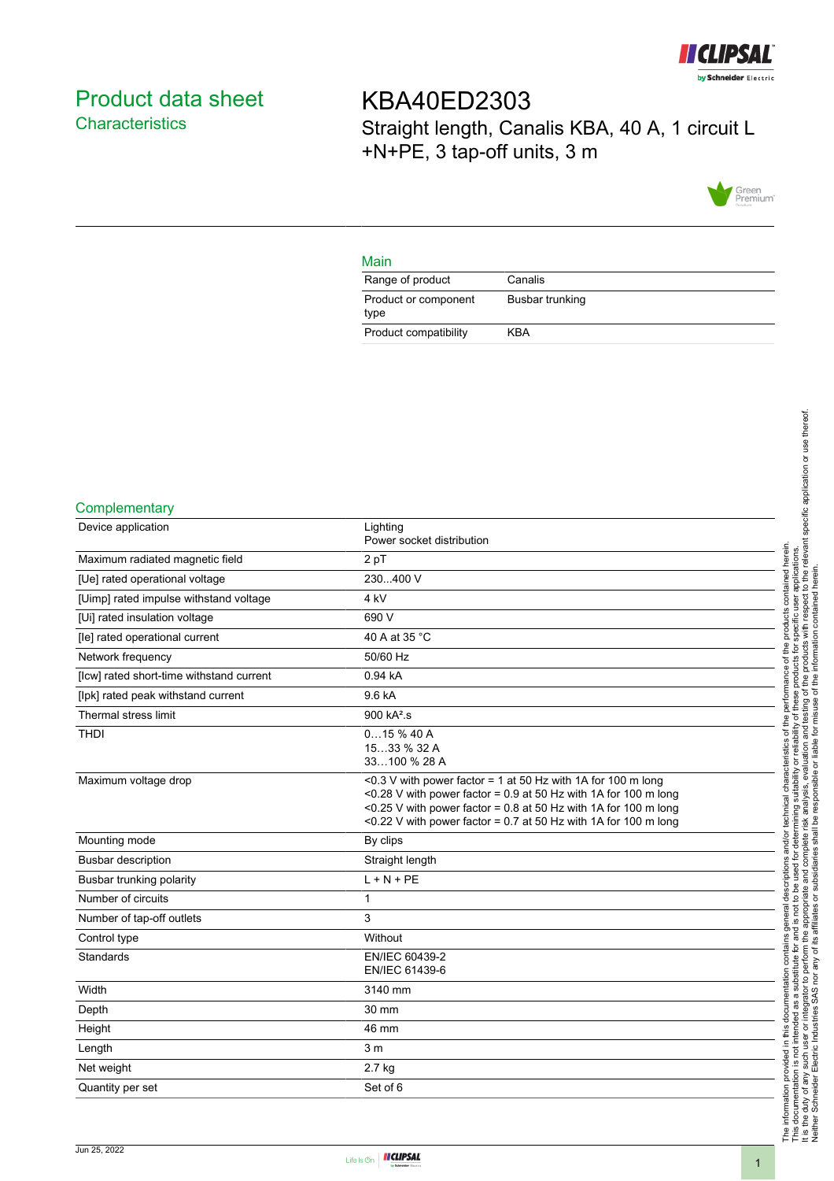# Product data sheet

## Characteristics

# KBA40ED2303

Straight length, Canalis KBA, 40 A, 1 circuit L +N+PE, 3 tap-off units, 3 m

## Main

| | |
|---|---|
| Range of product | Canalis |
| Product or component type | Busbar trunking |
| Product compatibility | KBA |

## Complementary

| | |
|---|---|
| Device application | Lighting<br>Power socket distribution |
| Maximum radiated magnetic field | 2 pT |
| [Ue] rated operational voltage | 230...400 V |
| [Uimp] rated impulse withstand voltage | 4 kV |
| [Ui] rated insulation voltage | 690 V |
| [Ie] rated operational current | 40 A at 35 °C |
| Network frequency | 50/60 Hz |
| [Icw] rated short-time withstand current | 0.94 kA |
| [Ipk] rated peak withstand current | 9.6 kA |
| Thermal stress limit | 900 kA².s |
| THDI | 0…15 % 40 A<br>15…33 % 32 A<br>33…100 % 28 A |
| Maximum voltage drop | <0.3 V with power factor = 1 at 50 Hz with 1A for 100 m long<br><0.28 V with power factor = 0.9 at 50 Hz with 1A for 100 m long<br><0.25 V with power factor = 0.8 at 50 Hz with 1A for 100 m long<br><0.22 V with power factor = 0.7 at 50 Hz with 1A for 100 m long |
| Mounting mode | By clips |
| Busbar description | Straight length |
| Busbar trunking polarity | L + N + PE |
| Number of circuits | 1 |
| Number of tap-off outlets | 3 |
| Control type | Without |
| Standards | EN/IEC 60439-2<br>EN/IEC 61439-6 |
| Width | 3140 mm |
| Depth | 30 mm |
| Height | 46 mm |
| Length | 3 m |
| Net weight | 2.7 kg |
| Quantity per set | Set of 6 |

The information provided in this documentation contains general descriptions and/or technical characteristics of the performance of the products contained herein. This documentation is not intended as a substitute for and is not to be used for determining suitability or reliability of these products for specific user applications. It is the duty of any such user or integrator to perform the appropriate and complete risk analysis, evaluation and testing of the products with respect to the relevant specific application or use thereof. Neither Schneider Electric Industries SAS nor any of its affiliates or subsidiaries shall be responsible or liable for misuse of the information contained herein.

Jun 25, 2022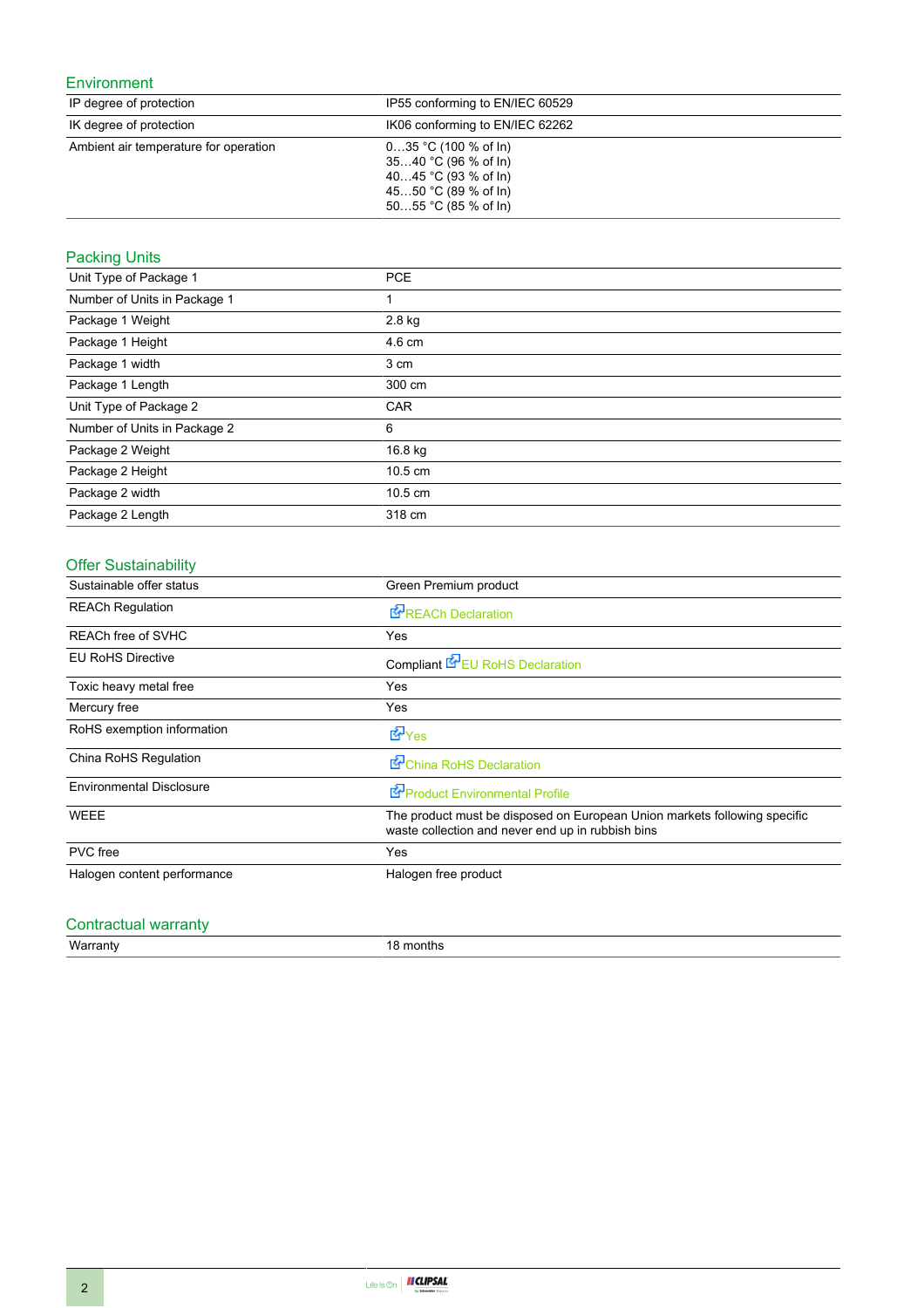## Environment

| | |
|---|---|
| IP degree of protection | IP55 conforming to EN/IEC 60529 |
| IK degree of protection | IK06 conforming to EN/IEC 62262 |
| Ambient air temperature for operation | 0…35 °C (100 % of In)<br>35…40 °C (96 % of In)<br>40…45 °C (93 % of In)<br>45…50 °C (89 % of In)<br>50…55 °C (85 % of In) |

## Packing Units

| | |
|---|---|
| Unit Type of Package 1 | PCE |
| Number of Units in Package 1 | 1 |
| Package 1 Weight | 2.8 kg |
| Package 1 Height | 4.6 cm |
| Package 1 width | 3 cm |
| Package 1 Length | 300 cm |
| Unit Type of Package 2 | CAR |
| Number of Units in Package 2 | 6 |
| Package 2 Weight | 16.8 kg |
| Package 2 Height | 10.5 cm |
| Package 2 width | 10.5 cm |
| Package 2 Length | 318 cm |

## Offer Sustainability

| | |
|---|---|
| Sustainable offer status | Green Premium product |
| REACh Regulation | REACh Declaration |
| REACh free of SVHC | Yes |
| EU RoHS Directive | Compliant EU RoHS Declaration |
| Toxic heavy metal free | Yes |
| Mercury free | Yes |
| RoHS exemption information | Yes |
| China RoHS Regulation | China RoHS Declaration |
| Environmental Disclosure | Product Environmental Profile |
| WEEE | The product must be disposed on European Union markets following specific waste collection and never end up in rubbish bins |
| PVC free | Yes |
| Halogen content performance | Halogen free product |

## Contractual warranty

| | |
|---|---|
| Warranty | 18 months |